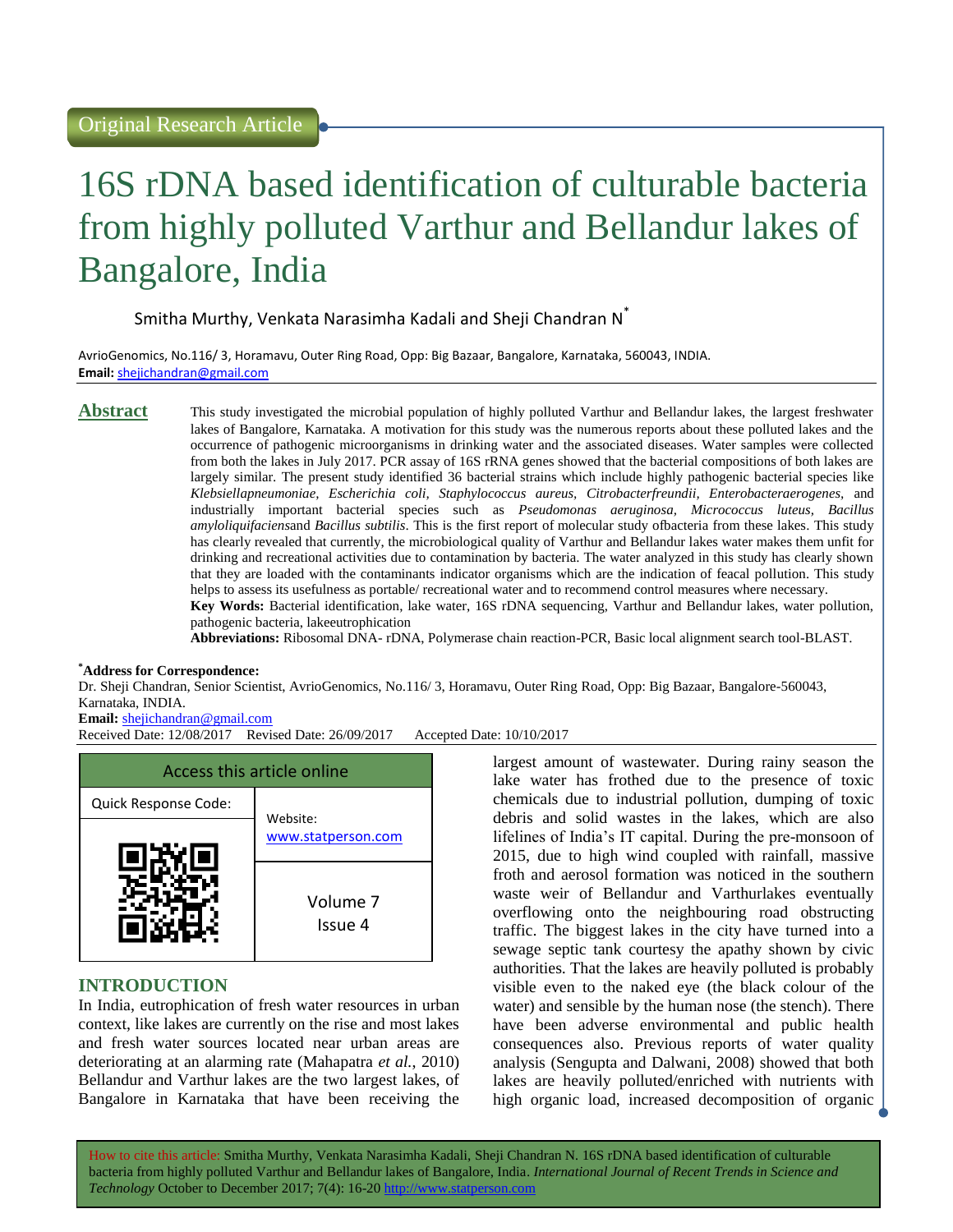Original Research Article

# 16S rDNA based identification of culturable bacteria from highly polluted Varthur and Bellandur lakes of Bangalore, India

Smitha Murthy, Venkata Narasimha Kadali and Sheji Chandran N[*]

AvrioGenomics, No.116/ 3, Horamavu, Outer Ring Road, Opp: Big Bazaar, Bangalore, Karnataka, 560043, INDIA.
**Email:** shejichandran@gmail.com

## Abstract

This study investigated the microbial population of highly polluted Varthur and Bellandur lakes, the largest freshwater lakes of Bangalore, Karnataka. A motivation for this study was the numerous reports about these polluted lakes and the occurrence of pathogenic microorganisms in drinking water and the associated diseases. Water samples were collected from both the lakes in July 2017. PCR assay of 16S rRNA genes showed that the bacterial compositions of both lakes are largely similar. The present study identified 36 bacterial strains which include highly pathogenic bacterial species like *Klebsiellapneumoniae, Escherichia coli, Staphylococcus aureus, Citrobacterfreundii, Enterobacteraerogenes,* and industrially important bacterial species such as *Pseudomonas aeruginosa, Micrococcus luteus, Bacillus amyloliquifaciens*and *Bacillus subtilis*. This is the first report of molecular study ofbacteria from these lakes. This study has clearly revealed that currently, the microbiological quality of Varthur and Bellandur lakes water makes them unfit for drinking and recreational activities due to contamination by bacteria. The water analyzed in this study has clearly shown that they are loaded with the contaminants indicator organisms which are the indication of feacal pollution. This study helps to assess its usefulness as portable/ recreational water and to recommend control measures where necessary.

**Key Words:** Bacterial identification, lake water, 16S rDNA sequencing, Varthur and Bellandur lakes, water pollution, pathogenic bacteria, lakeeutrophication

**Abbreviations:** Ribosomal DNA- rDNA, Polymerase chain reaction-PCR, Basic local alignment search tool-BLAST.

**[*]Address for Correspondence:**
Dr. Sheji Chandran, Senior Scientist, AvrioGenomics, No.116/ 3, Horamavu, Outer Ring Road, Opp: Big Bazaar, Bangalore-560043, Karnataka, INDIA.
**Email:** shejichandran@gmail.com
Received Date: 12/08/2017 Revised Date: 26/09/2017 Accepted Date: 10/10/2017

| Access this article online | |
|---|---|
| Quick Response Code: | Website: www.statperson.com |
| | Volume 7 Issue 4 |

## INTRODUCTION

In India, eutrophication of fresh water resources in urban context, like lakes are currently on the rise and most lakes and fresh water sources located near urban areas are deteriorating at an alarming rate (Mahapatra *et al.*, 2010) Bellandur and Varthur lakes are the two largest lakes, of Bangalore in Karnataka that have been receiving the largest amount of wastewater. During rainy season the lake water has frothed due to the presence of toxic chemicals due to industrial pollution, dumping of toxic debris and solid wastes in the lakes, which are also lifelines of India's IT capital. During the pre-monsoon of 2015, due to high wind coupled with rainfall, massive froth and aerosol formation was noticed in the southern waste weir of Bellandur and Varthurlakes eventually overflowing onto the neighbouring road obstructing traffic. The biggest lakes in the city have turned into a sewage septic tank courtesy the apathy shown by civic authorities. That the lakes are heavily polluted is probably visible even to the naked eye (the black colour of the water) and sensible by the human nose (the stench). There have been adverse environmental and public health consequences also. Previous reports of water quality analysis (Sengupta and Dalwani, 2008) showed that both lakes are heavily polluted/enriched with nutrients with high organic load, increased decomposition of organic

How to cite this article: Smitha Murthy, Venkata Narasimha Kadali, Sheji Chandran N. 16S rDNA based identification of culturable bacteria from highly polluted Varthur and Bellandur lakes of Bangalore, India. *International Journal of Recent Trends in Science and Technology* October to December 2017; 7(4): 16-20 http://www.statperson.com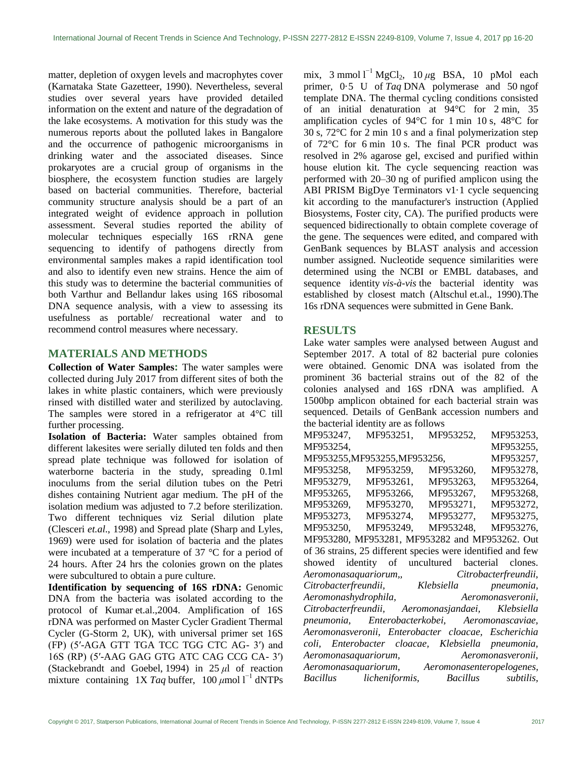matter, depletion of oxygen levels and macrophytes cover (Karnataka State Gazetteer, 1990). Nevertheless, several studies over several years have provided detailed information on the extent and nature of the degradation of the lake ecosystems. A motivation for this study was the numerous reports about the polluted lakes in Bangalore and the occurrence of pathogenic microorganisms in drinking water and the associated diseases. Since prokaryotes are a crucial group of organisms in the biosphere, the ecosystem function studies are largely based on bacterial communities. Therefore, bacterial community structure analysis should be a part of an integrated weight of evidence approach in pollution assessment. Several studies reported the ability of molecular techniques especially 16S rRNA gene sequencing to identify of pathogens directly from environmental samples makes a rapid identification tool and also to identify even new strains. Hence the aim of this study was to determine the bacterial communities of both Varthur and Bellandur lakes using 16S ribosomal DNA sequence analysis, with a view to assessing its usefulness as portable/ recreational water and to recommend control measures where necessary.

## MATERIALS AND METHODS

**Collection of Water Samples:** The water samples were collected during July 2017 from different sites of both the lakes in white plastic containers, which were previously rinsed with distilled water and sterilized by autoclaving. The samples were stored in a refrigerator at 4°C till further processing.

**Isolation of Bacteria:** Water samples obtained from different lakesites were serially diluted ten folds and then spread plate technique was followed for isolation of waterborne bacteria in the study, spreading 0.1ml inoculums from the serial dilution tubes on the Petri dishes containing Nutrient agar medium. The pH of the isolation medium was adjusted to 7.2 before sterilization. Two different techniques viz Serial dilution plate (Clesceri *et.al.*, 1998) and Spread plate (Sharp and Lyles, 1969) were used for isolation of bacteria and the plates were incubated at a temperature of 37 °C for a period of 24 hours. After 24 hrs the colonies grown on the plates were subcultured to obtain a pure culture.

**Identification by sequencing of 16S rDNA:** Genomic DNA from the bacteria was isolated according to the protocol of Kumar et.al.,2004. Amplification of 16S rDNA was performed on Master Cycler Gradient Thermal Cycler (G-Storm 2, UK), with universal primer set 16S (FP) (5′-AGA GTT TGA TCC TGG CTC AG- 3′) and 16S (RP) (5′-AAG GAG GTG ATC CAG CCG CA- 3′) (Stackebrandt and Goebel, 1994) in 25 $\mu$l of reaction mixture containing 1X *Taq* buffer, 100 $\mu$mol $l^{-1}$ dNTPs mix, 3 mmol $l^{-1}$ $MgCl_2$, 10 $\mu$g BSA, 10 pMol each primer, 0·5 U of *Taq* DNA polymerase and 50 ngof template DNA. The thermal cycling conditions consisted of an initial denaturation at 94°C for 2 min, 35 amplification cycles of 94°C for 1 min 10 s, 48°C for 30 s, 72°C for 2 min 10 s and a final polymerization step of 72°C for 6 min 10 s. The final PCR product was resolved in 2% agarose gel, excised and purified within house elution kit. The cycle sequencing reaction was performed with 20–30 ng of purified amplicon using the ABI PRISM BigDye Terminators v1·1 cycle sequencing kit according to the manufacturer's instruction (Applied Biosystems, Foster city, CA). The purified products were sequenced bidirectionally to obtain complete coverage of the gene. The sequences were edited, and compared with GenBank sequences by BLAST analysis and accession number assigned. Nucleotide sequence similarities were determined using the NCBI or EMBL databases, and sequence identity *vis-à-vis* the bacterial identity was established by closest match (Altschul et.al., 1990).The 16s rDNA sequences were submitted in Gene Bank.

## RESULTS

Lake water samples were analysed between August and September 2017. A total of 82 bacterial pure colonies were obtained. Genomic DNA was isolated from the prominent 36 bacterial strains out of the 82 of the colonies analysed and 16S rDNA was amplified. A 1500bp amplicon obtained for each bacterial strain was sequenced. Details of GenBank accession numbers and the bacterial identity are as follows MF953247, MF953251, MF953252, MF953253, MF953254, MF953255, MF953255,MF953255,MF953256, MF953257, MF953258, MF953259, MF953260, MF953278, MF953279, MF953261, MF953263, MF953264, MF953265, MF953266, MF953267, MF953268, MF953269, MF953270, MF953271, MF953272, MF953273, MF953274, MF953277, MF953275, MF953250, MF953249, MF953248, MF953276, MF953280, MF953281, MF953282 and MF953262. Out of 36 strains, 25 different species were identified and few showed identity of uncultured bacterial clones. *Aeromonasaquariorum,, Citrobacterfreundii, Citrobacterfreundii, Klebsiella pneumonia, Aeromonashydrophila, Aeromonasveronii, Citrobacterfreundii, Aeromonasjandaei, Klebsiella pneumonia, Enterobacterkobei, Aeromonascaviae, Aeromonasveronii, Enterobacter cloacae, Escherichia coli, Enterobacter cloacae, Klebsiella pneumonia, Aeromonasaquariorum, Aeromonasveronii, Aeromonasaquariorum, Aeromonasenteropelogenes, Bacillus licheniformis, Bacillus subtilis,*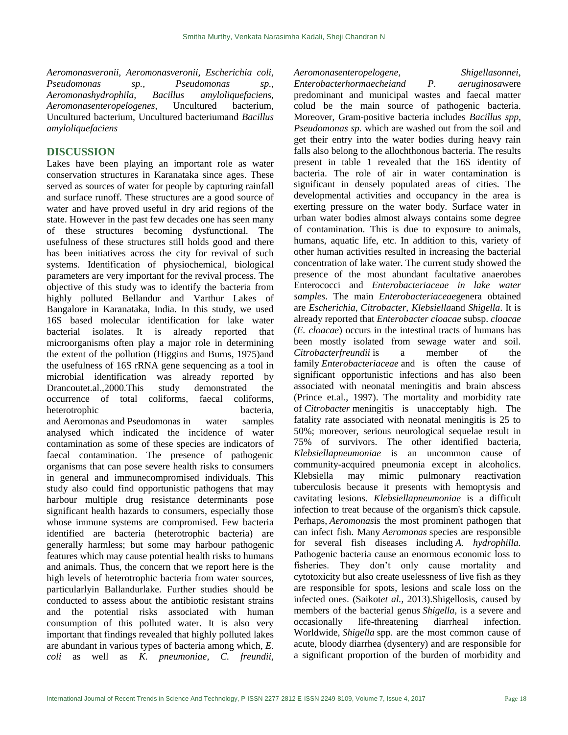*Aeromonasveronii, Aeromonasveronii, Escherichia coli, Pseudomonas sp., Pseudomonas sp., Aeromonashydrophila, Bacillus amyloliquefaciens, Aeromonasenteropelogenes,* Uncultured bacterium, Uncultured bacterium, Uncultured bacteriumand *Bacillus amyloliquefaciens*

## DISCUSSION

Lakes have been playing an important role as water conservation structures in Karanataka since ages. These served as sources of water for people by capturing rainfall and surface runoff. These structures are a good source of water and have proved useful in dry arid regions of the state. However in the past few decades one has seen many of these structures becoming dysfunctional. The usefulness of these structures still holds good and there has been initiatives across the city for revival of such systems. Identification of physiochemical, biological parameters are very important for the revival process. The objective of this study was to identify the bacteria from highly polluted Bellandur and Varthur Lakes of Bangalore in Karanataka, India. In this study, we used 16S based molecular identification for lake water bacterial isolates. It is already reported that microorganisms often play a major role in determining the extent of the pollution (Higgins and Burns, 1975)and the usefulness of 16S rRNA gene sequencing as a tool in microbial identification was already reported by Drancoutet.al.,2000.This study demonstrated the occurrence of total coliforms, faecal coliforms, heterotrophic bacteria, and Aeromonas and Pseudomonas in water samples analysed which indicated the incidence of water contamination as some of these species are indicators of faecal contamination. The presence of pathogenic organisms that can pose severe health risks to consumers in general and immunecompromised individuals. This study also could find opportunistic pathogens that may harbour multiple drug resistance determinants pose significant health hazards to consumers, especially those whose immune systems are compromised. Few bacteria identified are bacteria (heterotrophic bacteria) are generally harmless; but some may harbour pathogenic features which may cause potential health risks to humans and animals. Thus, the concern that we report here is the high levels of heterotrophic bacteria from water sources, particularlyin Ballandurlake. Further studies should be conducted to assess about the antibiotic resistant strains and the potential risks associated with human consumption of this polluted water. It is also very important that findings revealed that highly polluted lakes are abundant in various types of bacteria among which, *E. coli* as well as *K. pneumoniae, C. freundii, Aeromonasenteropelogene, Shigellasonnei, Enterobacterhormaecheiand P. aeruginosa*were predominant and municipal wastes and faecal matter colud be the main source of pathogenic bacteria. Moreover, Gram-positive bacteria includes *Bacillus spp, Pseudomonas sp.* which are washed out from the soil and get their entry into the water bodies during heavy rain falls also belong to the allochthonous bacteria. The results present in table 1 revealed that the 16S identity of bacteria. The role of air in water contamination is significant in densely populated areas of cities. The developmental activities and occupancy in the area is exerting pressure on the water body. Surface water in urban water bodies almost always contains some degree of contamination. This is due to exposure to animals, humans, aquatic life, etc. In addition to this, variety of other human activities resulted in increasing the bacterial concentration of lake water. The current study showed the presence of the most abundant facultative anaerobes Enterococci and *Enterobacteriaceae in lake water samples*. The main *Enterobacteriaceae*genera obtained are *Escherichia*, *Citrobacter*, *Klebsiella*and *Shigella*. It is already reported that *Enterobacter cloacae* subsp. *cloacae* (*E. cloacae*) occurs in the intestinal tracts of humans has been mostly isolated from sewage water and soil. *Citrobacterfreundii* is a member of the family *Enterobacteriaceae* and is often the cause of significant opportunistic infections and has also been associated with neonatal meningitis and brain abscess (Prince et.al., 1997). The mortality and morbidity rate of *Citrobacter* meningitis is unacceptably high. The fatality rate associated with neonatal meningitis is 25 to 50%; moreover, serious neurological sequelae result in 75% of survivors. The other identified bacteria, *Klebsiellapneumoniae* is an uncommon cause of community-acquired pneumonia except in alcoholics. Klebsiella may mimic pulmonary reactivation tuberculosis because it presents with hemoptysis and cavitating lesions. *Klebsiellapneumoniae* is a difficult infection to treat because of the organism's thick capsule. Perhaps, *Aeromonas*is the most prominent pathogen that can infect fish. Many *Aeromonas* species are responsible for several fish diseases including *A. hydrophilla.* Pathogenic bacteria cause an enormous economic loss to fisheries. They don't only cause mortality and cytotoxicity but also create uselessness of live fish as they are responsible for spots, lesions and scale loss on the infected ones. (Saikot*et al.*, 2013).Shigellosis, caused by members of the bacterial genus *Shigella*, is a severe and occasionally life-threatening diarrheal infection. Worldwide, *Shigella* spp. are the most common cause of acute, bloody diarrhea (dysentery) and are responsible for a significant proportion of the burden of morbidity and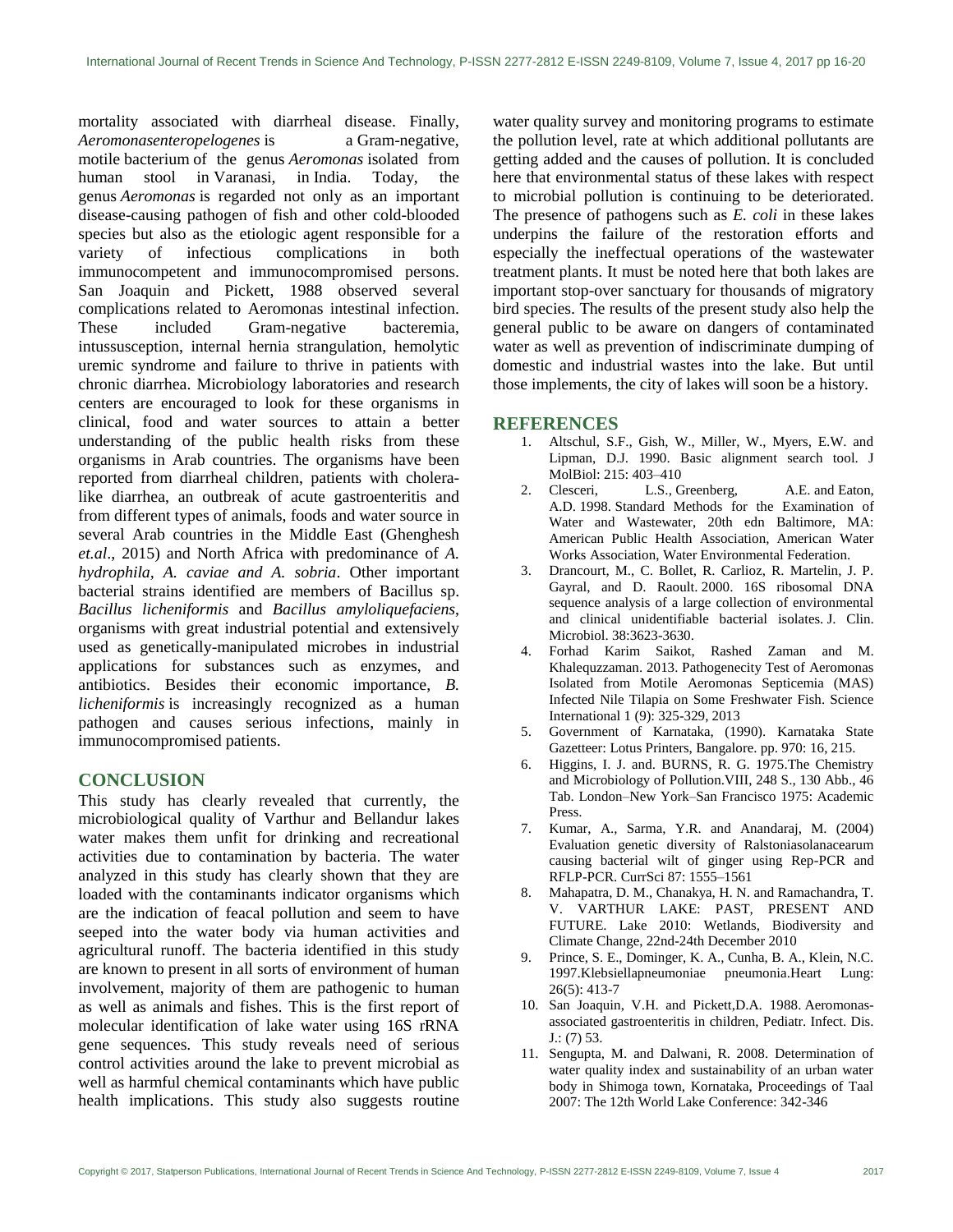mortality associated with diarrheal disease. Finally, *Aeromonasenteropelogenes* is a Gram-negative, motile bacterium of the genus *Aeromonas* isolated from human stool in Varanasi, in India. Today, the genus *Aeromonas* is regarded not only as an important disease-causing pathogen of fish and other cold-blooded species but also as the etiologic agent responsible for a variety of infectious complications in both immunocompetent and immunocompromised persons. San Joaquin and Pickett, 1988 observed several complications related to Aeromonas intestinal infection. These included Gram-negative bacteremia, intussusception, internal hernia strangulation, hemolytic uremic syndrome and failure to thrive in patients with chronic diarrhea. Microbiology laboratories and research centers are encouraged to look for these organisms in clinical, food and water sources to attain a better understanding of the public health risks from these organisms in Arab countries. The organisms have been reported from diarrheal children, patients with cholera-like diarrhea, an outbreak of acute gastroenteritis and from different types of animals, foods and water source in several Arab countries in the Middle East (Ghenghesh *et.al*., 2015) and North Africa with predominance of *A. hydrophila, A. caviae and A. sobria*. Other important bacterial strains identified are members of Bacillus sp. *Bacillus licheniformis* and *Bacillus amyloliquefaciens*, organisms with great industrial potential and extensively used as genetically-manipulated microbes in industrial applications for substances such as enzymes, and antibiotics. Besides their economic importance, *B. licheniformis* is increasingly recognized as a human pathogen and causes serious infections, mainly in immunocompromised patients.

## CONCLUSION

This study has clearly revealed that currently, the microbiological quality of Varthur and Bellandur lakes water makes them unfit for drinking and recreational activities due to contamination by bacteria. The water analyzed in this study has clearly shown that they are loaded with the contaminants indicator organisms which are the indication of feacal pollution and seem to have seeped into the water body via human activities and agricultural runoff. The bacteria identified in this study are known to present in all sorts of environment of human involvement, majority of them are pathogenic to human as well as animals and fishes. This is the first report of molecular identification of lake water using 16S rRNA gene sequences. This study reveals need of serious control activities around the lake to prevent microbial as well as harmful chemical contaminants which have public health implications. This study also suggests routine water quality survey and monitoring programs to estimate the pollution level, rate at which additional pollutants are getting added and the causes of pollution. It is concluded here that environmental status of these lakes with respect to microbial pollution is continuing to be deteriorated. The presence of pathogens such as *E. coli* in these lakes underpins the failure of the restoration efforts and especially the ineffectual operations of the wastewater treatment plants. It must be noted here that both lakes are important stop-over sanctuary for thousands of migratory bird species. The results of the present study also help the general public to be aware on dangers of contaminated water as well as prevention of indiscriminate dumping of domestic and industrial wastes into the lake. But until those implements, the city of lakes will soon be a history.

## REFERENCES

1. Altschul, S.F., Gish, W., Miller, W., Myers, E.W. and Lipman, D.J. 1990. Basic alignment search tool. J MolBiol: 215: 403–410
2. Clesceri, L.S., Greenberg, A.E. and Eaton, A.D. 1998. Standard Methods for the Examination of Water and Wastewater, 20th edn Baltimore, MA: American Public Health Association, American Water Works Association, Water Environmental Federation.
3. Drancourt, M., C. Bollet, R. Carlioz, R. Martelin, J. P. Gayral, and D. Raoult. 2000. 16S ribosomal DNA sequence analysis of a large collection of environmental and clinical unidentifiable bacterial isolates. J. Clin. Microbiol. 38:3623-3630.
4. Forhad Karim Saikot, Rashed Zaman and M. Khalequzzaman. 2013. Pathogenecity Test of Aeromonas Isolated from Motile Aeromonas Septicemia (MAS) Infected Nile Tilapia on Some Freshwater Fish. Science International 1 (9): 325-329, 2013
5. Government of Karnataka, (1990). Karnataka State Gazetteer: Lotus Printers, Bangalore. pp. 970: 16, 215.
6. Higgins, I. J. and. BURNS, R. G. 1975.The Chemistry and Microbiology of Pollution.VIII, 248 S., 130 Abb., 46 Tab. London–New York–San Francisco 1975: Academic Press.
7. Kumar, A., Sarma, Y.R. and Anandaraj, M. (2004) Evaluation genetic diversity of Ralstoniasolanacearum causing bacterial wilt of ginger using Rep-PCR and RFLP-PCR. CurrSci 87: 1555–1561
8. Mahapatra, D. M., Chanakya, H. N. and Ramachandra, T. V. VARTHUR LAKE: PAST, PRESENT AND FUTURE. Lake 2010: Wetlands, Biodiversity and Climate Change, 22nd-24th December 2010
9. Prince, S. E., Dominger, K. A., Cunha, B. A., Klein, N.C. 1997.Klebsiellapneumoniae pneumonia.Heart Lung: 26(5): 413-7
10. San Joaquin, V.H. and Pickett,D.A. 1988. Aeromonas-associated gastroenteritis in children, Pediatr. Infect. Dis. J.: (7) 53.
11. Sengupta, M. and Dalwani, R. 2008. Determination of water quality index and sustainability of an urban water body in Shimoga town, Kornataka, Proceedings of Taal 2007: The 12th World Lake Conference: 342-346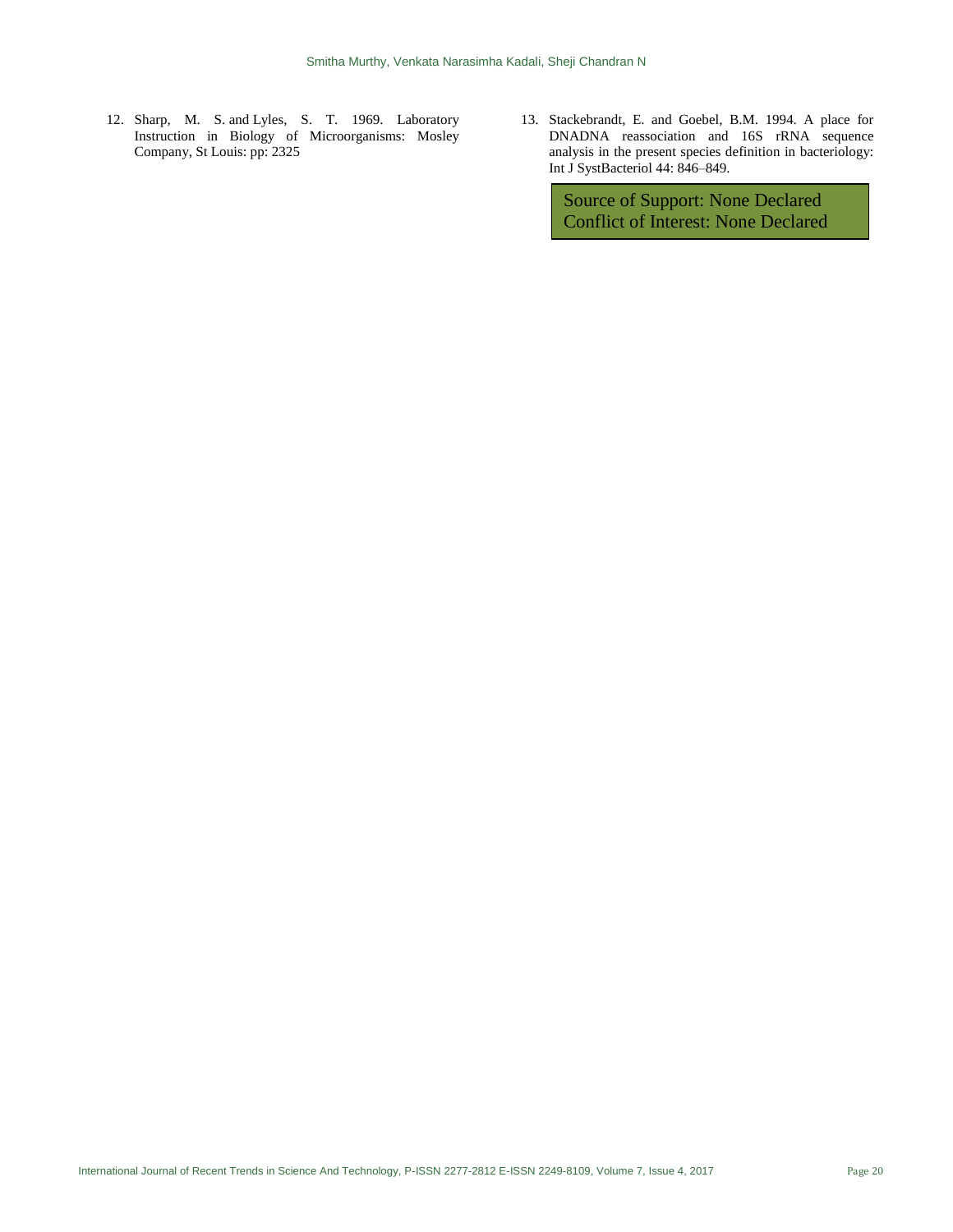12. Sharp, M. S. and Lyles, S. T. 1969. Laboratory Instruction in Biology of Microorganisms: Mosley Company, St Louis: pp: 2325

13. Stackebrandt, E. and Goebel, B.M. 1994. A place for DNADNA reassociation and 16S rRNA sequence analysis in the present species definition in bacteriology: Int J SystBacteriol 44: 846–849.

Source of Support: None Declared
Conflict of Interest: None Declared